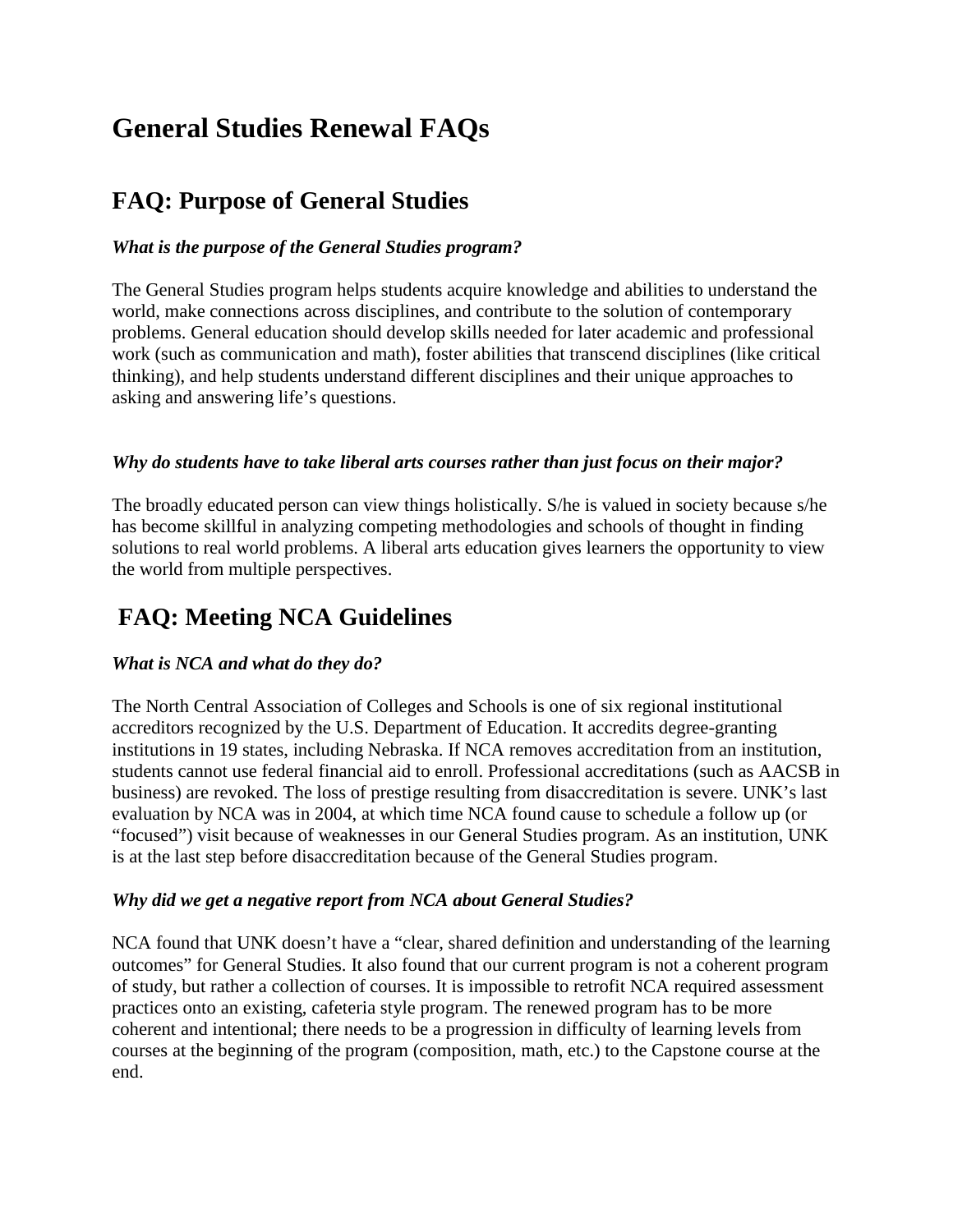# General Studies Renewal FAQs

## FAQ: Purpose of General Studies

***What is the purpose of the General Studies program?***

The General Studies program helps students acquire knowledge and abilities to understand the world, make connections across disciplines, and contribute to the solution of contemporary problems. General education should develop skills needed for later academic and professional work (such as communication and math), foster abilities that transcend disciplines (like critical thinking), and help students understand different disciplines and their unique approaches to asking and answering life's questions.

***Why do students have to take liberal arts courses rather than just focus on their major?***

The broadly educated person can view things holistically. S/he is valued in society because s/he has become skillful in analyzing competing methodologies and schools of thought in finding solutions to real world problems. A liberal arts education gives learners the opportunity to view the world from multiple perspectives.

## FAQ: Meeting NCA Guidelines

***What is NCA and what do they do?***

The North Central Association of Colleges and Schools is one of six regional institutional accreditors recognized by the U.S. Department of Education. It accredits degree-granting institutions in 19 states, including Nebraska. If NCA removes accreditation from an institution, students cannot use federal financial aid to enroll. Professional accreditations (such as AACSB in business) are revoked. The loss of prestige resulting from disaccreditation is severe. UNK's last evaluation by NCA was in 2004, at which time NCA found cause to schedule a follow up (or "focused") visit because of weaknesses in our General Studies program. As an institution, UNK is at the last step before disaccreditation because of the General Studies program.

***Why did we get a negative report from NCA about General Studies?***

NCA found that UNK doesn't have a "clear, shared definition and understanding of the learning outcomes" for General Studies. It also found that our current program is not a coherent program of study, but rather a collection of courses. It is impossible to retrofit NCA required assessment practices onto an existing, cafeteria style program. The renewed program has to be more coherent and intentional; there needs to be a progression in difficulty of learning levels from courses at the beginning of the program (composition, math, etc.) to the Capstone course at the end.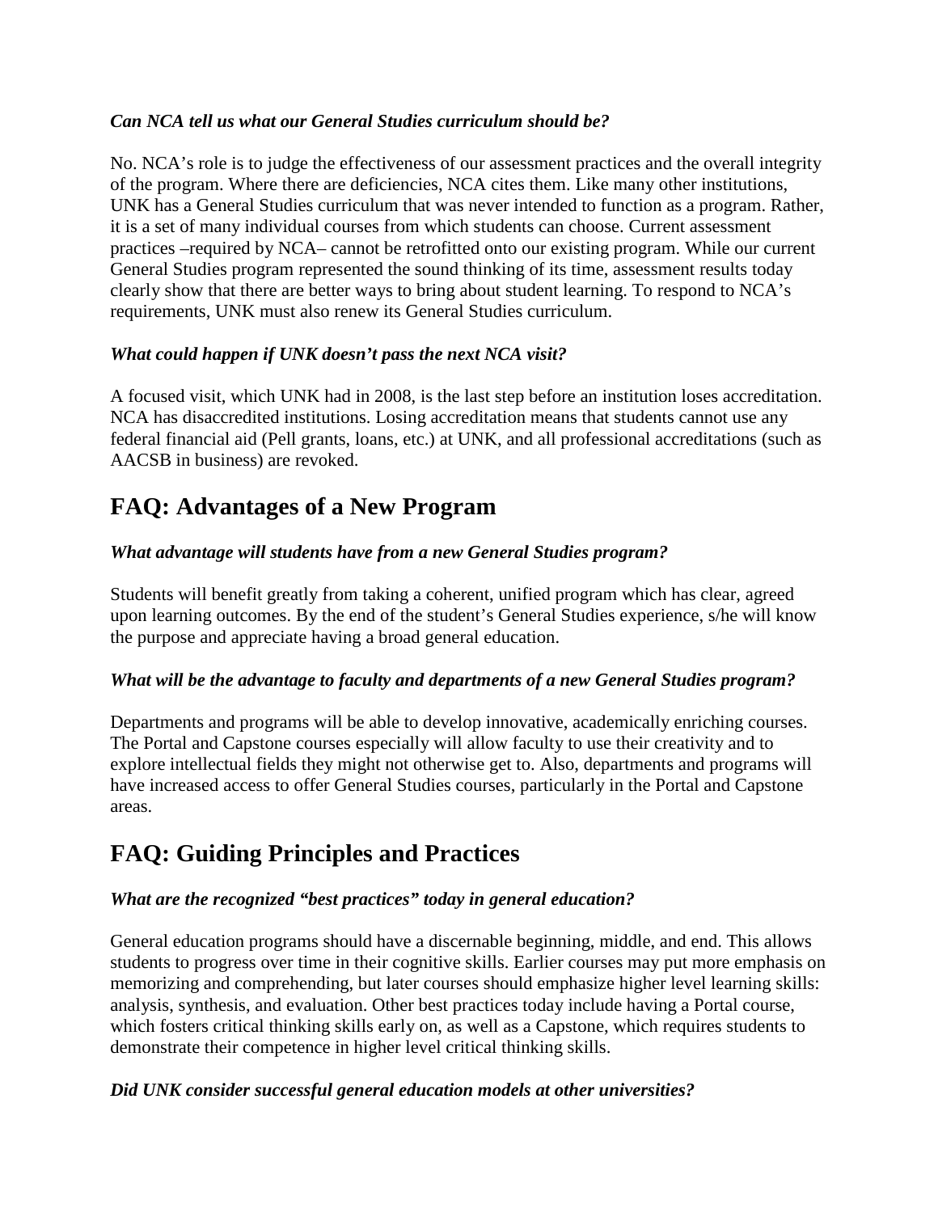***Can NCA tell us what our General Studies curriculum should be?***

No. NCA's role is to judge the effectiveness of our assessment practices and the overall integrity of the program. Where there are deficiencies, NCA cites them. Like many other institutions, UNK has a General Studies curriculum that was never intended to function as a program. Rather, it is a set of many individual courses from which students can choose. Current assessment practices –required by NCA– cannot be retrofitted onto our existing program. While our current General Studies program represented the sound thinking of its time, assessment results today clearly show that there are better ways to bring about student learning. To respond to NCA's requirements, UNK must also renew its General Studies curriculum.

***What could happen if UNK doesn't pass the next NCA visit?***

A focused visit, which UNK had in 2008, is the last step before an institution loses accreditation. NCA has disaccredited institutions. Losing accreditation means that students cannot use any federal financial aid (Pell grants, loans, etc.) at UNK, and all professional accreditations (such as AACSB in business) are revoked.

## FAQ: Advantages of a New Program

***What advantage will students have from a new General Studies program?***

Students will benefit greatly from taking a coherent, unified program which has clear, agreed upon learning outcomes. By the end of the student's General Studies experience, s/he will know the purpose and appreciate having a broad general education.

***What will be the advantage to faculty and departments of a new General Studies program?***

Departments and programs will be able to develop innovative, academically enriching courses. The Portal and Capstone courses especially will allow faculty to use their creativity and to explore intellectual fields they might not otherwise get to. Also, departments and programs will have increased access to offer General Studies courses, particularly in the Portal and Capstone areas.

## FAQ: Guiding Principles and Practices

***What are the recognized "best practices" today in general education?***

General education programs should have a discernable beginning, middle, and end. This allows students to progress over time in their cognitive skills. Earlier courses may put more emphasis on memorizing and comprehending, but later courses should emphasize higher level learning skills: analysis, synthesis, and evaluation. Other best practices today include having a Portal course, which fosters critical thinking skills early on, as well as a Capstone, which requires students to demonstrate their competence in higher level critical thinking skills.

***Did UNK consider successful general education models at other universities?***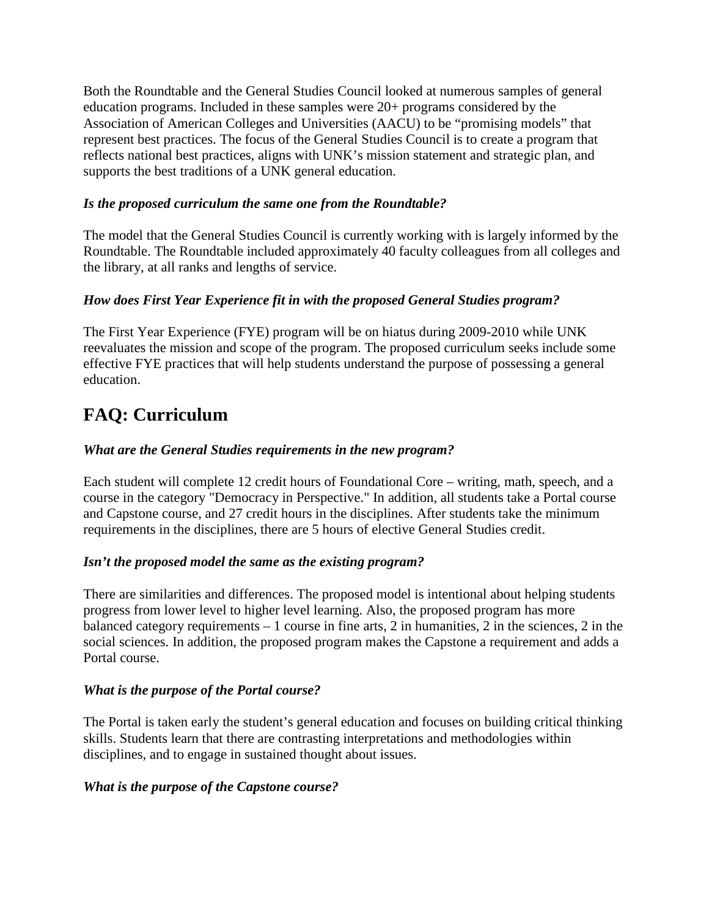Both the Roundtable and the General Studies Council looked at numerous samples of general education programs. Included in these samples were 20+ programs considered by the Association of American Colleges and Universities (AACU) to be "promising models" that represent best practices. The focus of the General Studies Council is to create a program that reflects national best practices, aligns with UNK's mission statement and strategic plan, and supports the best traditions of a UNK general education.

***Is the proposed curriculum the same one from the Roundtable?***

The model that the General Studies Council is currently working with is largely informed by the Roundtable. The Roundtable included approximately 40 faculty colleagues from all colleges and the library, at all ranks and lengths of service.

***How does First Year Experience fit in with the proposed General Studies program?***

The First Year Experience (FYE) program will be on hiatus during 2009-2010 while UNK reevaluates the mission and scope of the program. The proposed curriculum seeks include some effective FYE practices that will help students understand the purpose of possessing a general education.

## FAQ: Curriculum

***What are the General Studies requirements in the new program?***

Each student will complete 12 credit hours of Foundational Core – writing, math, speech, and a course in the category "Democracy in Perspective." In addition, all students take a Portal course and Capstone course, and 27 credit hours in the disciplines. After students take the minimum requirements in the disciplines, there are 5 hours of elective General Studies credit.

***Isn't the proposed model the same as the existing program?***

There are similarities and differences. The proposed model is intentional about helping students progress from lower level to higher level learning. Also, the proposed program has more balanced category requirements – 1 course in fine arts, 2 in humanities, 2 in the sciences, 2 in the social sciences. In addition, the proposed program makes the Capstone a requirement and adds a Portal course.

***What is the purpose of the Portal course?***

The Portal is taken early the student's general education and focuses on building critical thinking skills. Students learn that there are contrasting interpretations and methodologies within disciplines, and to engage in sustained thought about issues.

***What is the purpose of the Capstone course?***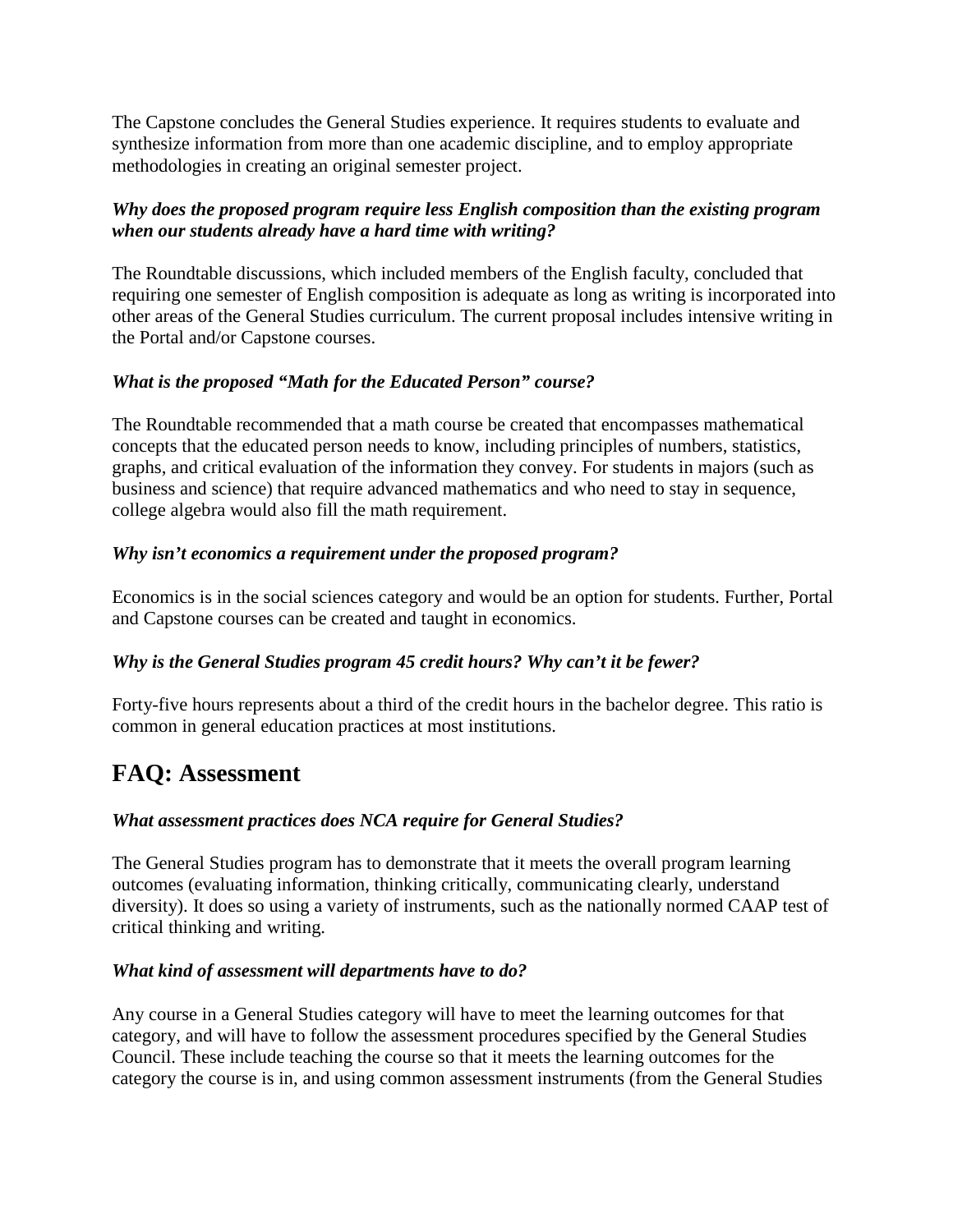The Capstone concludes the General Studies experience. It requires students to evaluate and synthesize information from more than one academic discipline, and to employ appropriate methodologies in creating an original semester project.

***Why does the proposed program require less English composition than the existing program when our students already have a hard time with writing?***

The Roundtable discussions, which included members of the English faculty, concluded that requiring one semester of English composition is adequate as long as writing is incorporated into other areas of the General Studies curriculum. The current proposal includes intensive writing in the Portal and/or Capstone courses.

***What is the proposed "Math for the Educated Person" course?***

The Roundtable recommended that a math course be created that encompasses mathematical concepts that the educated person needs to know, including principles of numbers, statistics, graphs, and critical evaluation of the information they convey. For students in majors (such as business and science) that require advanced mathematics and who need to stay in sequence, college algebra would also fill the math requirement.

***Why isn't economics a requirement under the proposed program?***

Economics is in the social sciences category and would be an option for students. Further, Portal and Capstone courses can be created and taught in economics.

***Why is the General Studies program 45 credit hours? Why can't it be fewer?***

Forty-five hours represents about a third of the credit hours in the bachelor degree. This ratio is common in general education practices at most institutions.

## FAQ: Assessment

***What assessment practices does NCA require for General Studies?***

The General Studies program has to demonstrate that it meets the overall program learning outcomes (evaluating information, thinking critically, communicating clearly, understand diversity). It does so using a variety of instruments, such as the nationally normed CAAP test of critical thinking and writing.

***What kind of assessment will departments have to do?***

Any course in a General Studies category will have to meet the learning outcomes for that category, and will have to follow the assessment procedures specified by the General Studies Council. These include teaching the course so that it meets the learning outcomes for the category the course is in, and using common assessment instruments (from the General Studies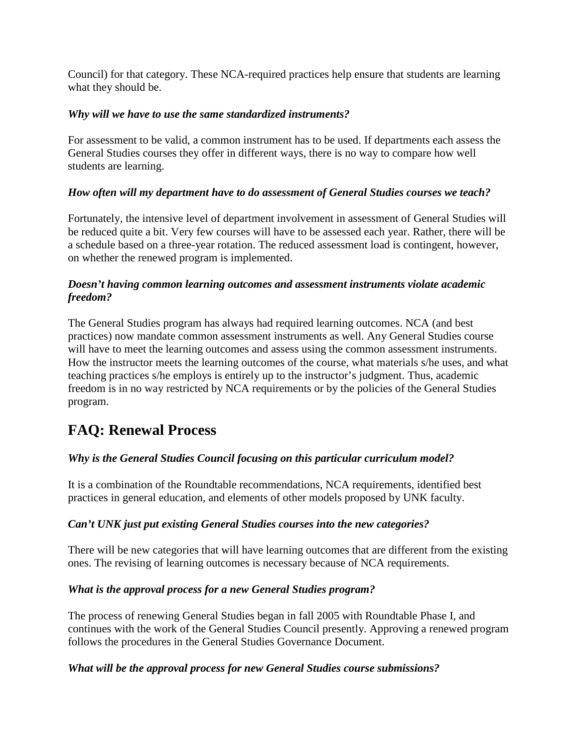Council) for that category. These NCA-required practices help ensure that students are learning what they should be.

***Why will we have to use the same standardized instruments?***

For assessment to be valid, a common instrument has to be used. If departments each assess the General Studies courses they offer in different ways, there is no way to compare how well students are learning.

***How often will my department have to do assessment of General Studies courses we teach?***

Fortunately, the intensive level of department involvement in assessment of General Studies will be reduced quite a bit. Very few courses will have to be assessed each year. Rather, there will be a schedule based on a three-year rotation. The reduced assessment load is contingent, however, on whether the renewed program is implemented.

***Doesn't having common learning outcomes and assessment instruments violate academic freedom?***

The General Studies program has always had required learning outcomes. NCA (and best practices) now mandate common assessment instruments as well. Any General Studies course will have to meet the learning outcomes and assess using the common assessment instruments. How the instructor meets the learning outcomes of the course, what materials s/he uses, and what teaching practices s/he employs is entirely up to the instructor's judgment. Thus, academic freedom is in no way restricted by NCA requirements or by the policies of the General Studies program.

## FAQ: Renewal Process

***Why is the General Studies Council focusing on this particular curriculum model?***

It is a combination of the Roundtable recommendations, NCA requirements, identified best practices in general education, and elements of other models proposed by UNK faculty.

***Can't UNK just put existing General Studies courses into the new categories?***

There will be new categories that will have learning outcomes that are different from the existing ones. The revising of learning outcomes is necessary because of NCA requirements.

***What is the approval process for a new General Studies program?***

The process of renewing General Studies began in fall 2005 with Roundtable Phase I, and continues with the work of the General Studies Council presently. Approving a renewed program follows the procedures in the General Studies Governance Document.

***What will be the approval process for new General Studies course submissions?***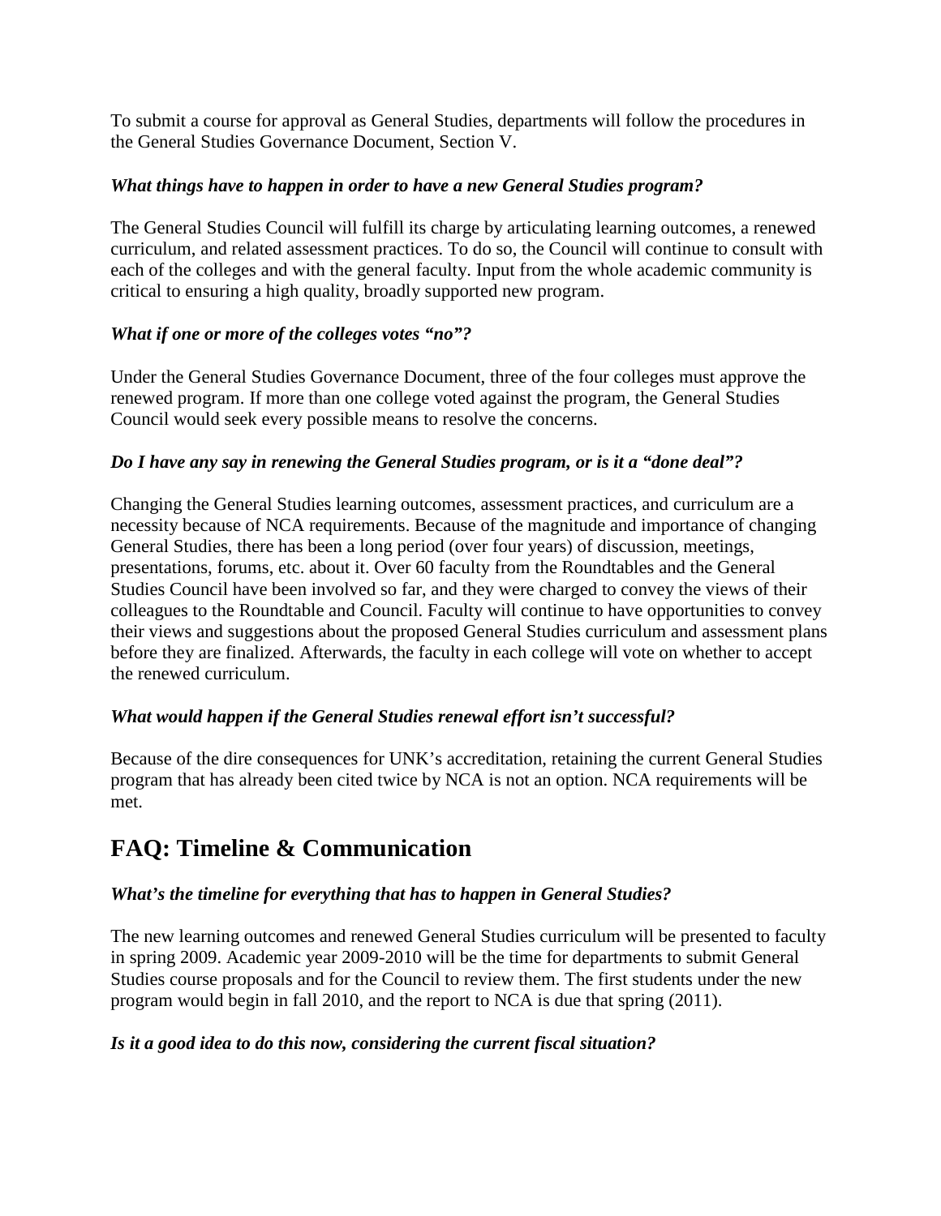To submit a course for approval as General Studies, departments will follow the procedures in the General Studies Governance Document, Section V.

***What things have to happen in order to have a new General Studies program?***

The General Studies Council will fulfill its charge by articulating learning outcomes, a renewed curriculum, and related assessment practices. To do so, the Council will continue to consult with each of the colleges and with the general faculty. Input from the whole academic community is critical to ensuring a high quality, broadly supported new program.

***What if one or more of the colleges votes "no"?***

Under the General Studies Governance Document, three of the four colleges must approve the renewed program. If more than one college voted against the program, the General Studies Council would seek every possible means to resolve the concerns.

***Do I have any say in renewing the General Studies program, or is it a "done deal"?***

Changing the General Studies learning outcomes, assessment practices, and curriculum are a necessity because of NCA requirements. Because of the magnitude and importance of changing General Studies, there has been a long period (over four years) of discussion, meetings, presentations, forums, etc. about it. Over 60 faculty from the Roundtables and the General Studies Council have been involved so far, and they were charged to convey the views of their colleagues to the Roundtable and Council. Faculty will continue to have opportunities to convey their views and suggestions about the proposed General Studies curriculum and assessment plans before they are finalized. Afterwards, the faculty in each college will vote on whether to accept the renewed curriculum.

***What would happen if the General Studies renewal effort isn't successful?***

Because of the dire consequences for UNK's accreditation, retaining the current General Studies program that has already been cited twice by NCA is not an option. NCA requirements will be met.

## FAQ: Timeline & Communication

***What's the timeline for everything that has to happen in General Studies?***

The new learning outcomes and renewed General Studies curriculum will be presented to faculty in spring 2009. Academic year 2009-2010 will be the time for departments to submit General Studies course proposals and for the Council to review them. The first students under the new program would begin in fall 2010, and the report to NCA is due that spring (2011).

***Is it a good idea to do this now, considering the current fiscal situation?***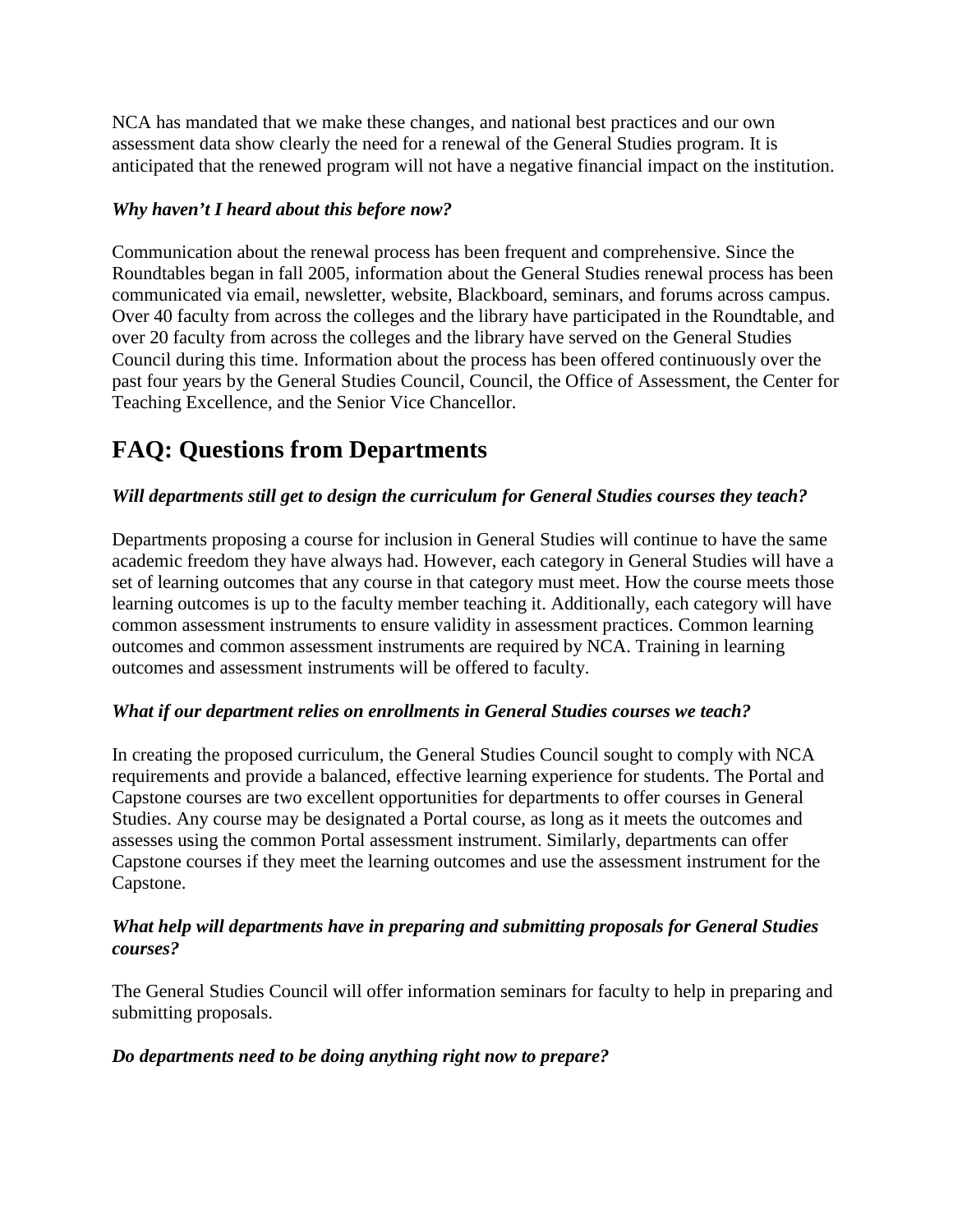NCA has mandated that we make these changes, and national best practices and our own assessment data show clearly the need for a renewal of the General Studies program. It is anticipated that the renewed program will not have a negative financial impact on the institution.

***Why haven't I heard about this before now?***

Communication about the renewal process has been frequent and comprehensive. Since the Roundtables began in fall 2005, information about the General Studies renewal process has been communicated via email, newsletter, website, Blackboard, seminars, and forums across campus. Over 40 faculty from across the colleges and the library have participated in the Roundtable, and over 20 faculty from across the colleges and the library have served on the General Studies Council during this time. Information about the process has been offered continuously over the past four years by the General Studies Council, Council, the Office of Assessment, the Center for Teaching Excellence, and the Senior Vice Chancellor.

## FAQ: Questions from Departments

***Will departments still get to design the curriculum for General Studies courses they teach?***

Departments proposing a course for inclusion in General Studies will continue to have the same academic freedom they have always had. However, each category in General Studies will have a set of learning outcomes that any course in that category must meet. How the course meets those learning outcomes is up to the faculty member teaching it. Additionally, each category will have common assessment instruments to ensure validity in assessment practices. Common learning outcomes and common assessment instruments are required by NCA. Training in learning outcomes and assessment instruments will be offered to faculty.

***What if our department relies on enrollments in General Studies courses we teach?***

In creating the proposed curriculum, the General Studies Council sought to comply with NCA requirements and provide a balanced, effective learning experience for students. The Portal and Capstone courses are two excellent opportunities for departments to offer courses in General Studies. Any course may be designated a Portal course, as long as it meets the outcomes and assesses using the common Portal assessment instrument. Similarly, departments can offer Capstone courses if they meet the learning outcomes and use the assessment instrument for the Capstone.

***What help will departments have in preparing and submitting proposals for General Studies courses?***

The General Studies Council will offer information seminars for faculty to help in preparing and submitting proposals.

***Do departments need to be doing anything right now to prepare?***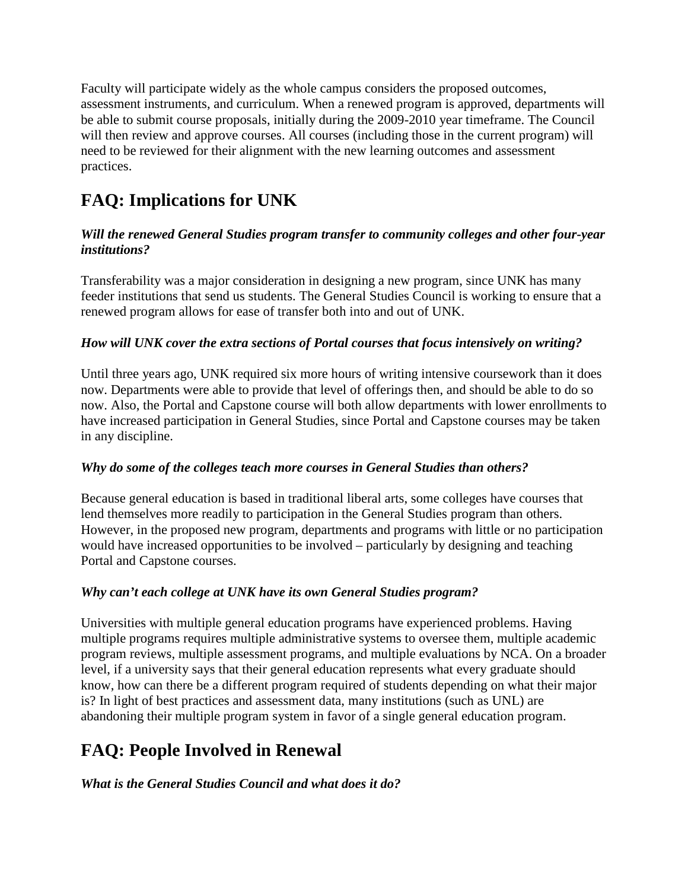Faculty will participate widely as the whole campus considers the proposed outcomes, assessment instruments, and curriculum. When a renewed program is approved, departments will be able to submit course proposals, initially during the 2009-2010 year timeframe. The Council will then review and approve courses. All courses (including those in the current program) will need to be reviewed for their alignment with the new learning outcomes and assessment practices.

# FAQ: Implications for UNK

***Will the renewed General Studies program transfer to community colleges and other four-year institutions?***

Transferability was a major consideration in designing a new program, since UNK has many feeder institutions that send us students. The General Studies Council is working to ensure that a renewed program allows for ease of transfer both into and out of UNK.

***How will UNK cover the extra sections of Portal courses that focus intensively on writing?***

Until three years ago, UNK required six more hours of writing intensive coursework than it does now. Departments were able to provide that level of offerings then, and should be able to do so now. Also, the Portal and Capstone course will both allow departments with lower enrollments to have increased participation in General Studies, since Portal and Capstone courses may be taken in any discipline.

***Why do some of the colleges teach more courses in General Studies than others?***

Because general education is based in traditional liberal arts, some colleges have courses that lend themselves more readily to participation in the General Studies program than others. However, in the proposed new program, departments and programs with little or no participation would have increased opportunities to be involved – particularly by designing and teaching Portal and Capstone courses.

***Why can't each college at UNK have its own General Studies program?***

Universities with multiple general education programs have experienced problems. Having multiple programs requires multiple administrative systems to oversee them, multiple academic program reviews, multiple assessment programs, and multiple evaluations by NCA. On a broader level, if a university says that their general education represents what every graduate should know, how can there be a different program required of students depending on what their major is? In light of best practices and assessment data, many institutions (such as UNL) are abandoning their multiple program system in favor of a single general education program.

# FAQ: People Involved in Renewal

***What is the General Studies Council and what does it do?***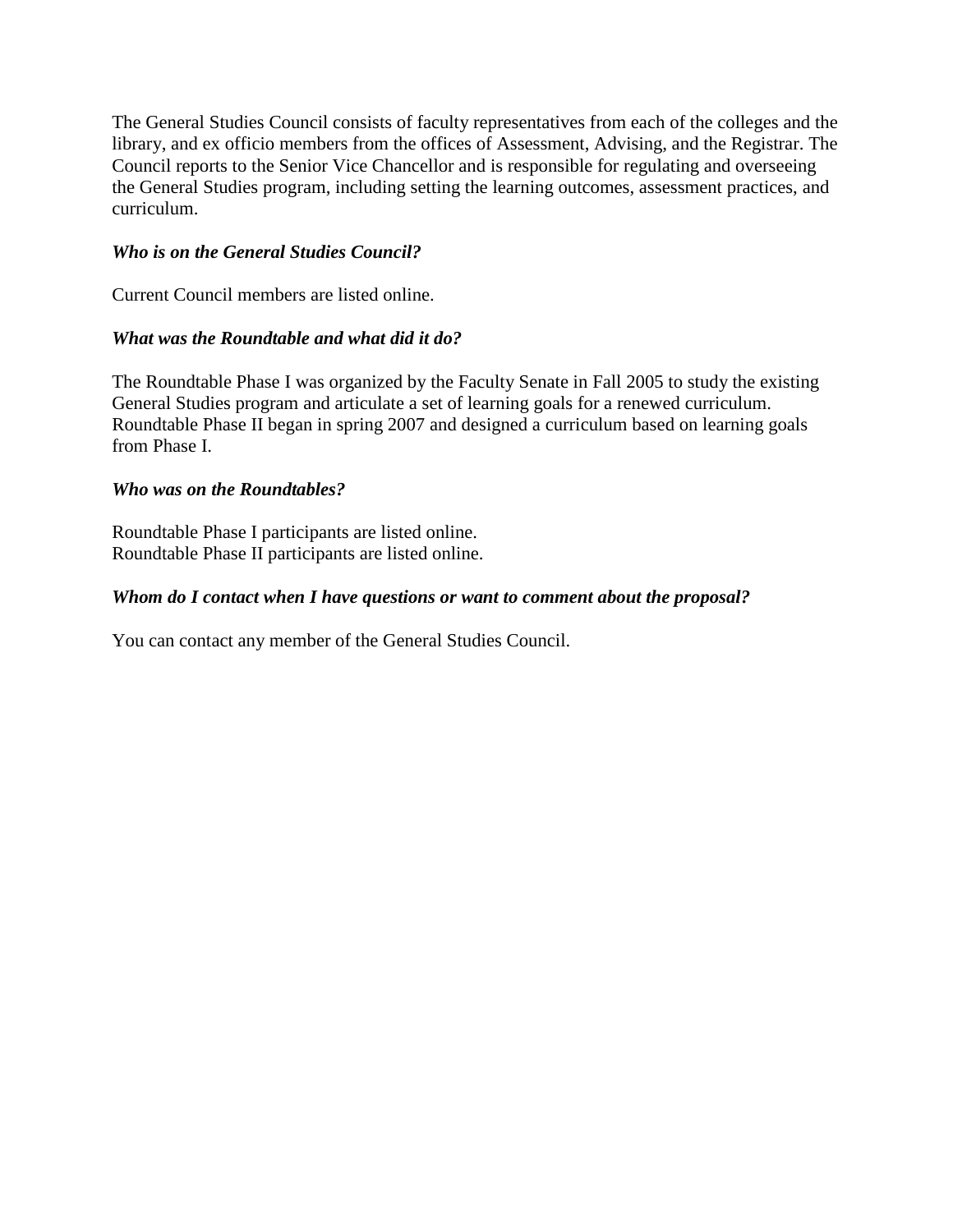The General Studies Council consists of faculty representatives from each of the colleges and the library, and ex officio members from the offices of Assessment, Advising, and the Registrar. The Council reports to the Senior Vice Chancellor and is responsible for regulating and overseeing the General Studies program, including setting the learning outcomes, assessment practices, and curriculum.

***Who is on the General Studies Council?***

Current Council members are listed online.

***What was the Roundtable and what did it do?***

The Roundtable Phase I was organized by the Faculty Senate in Fall 2005 to study the existing General Studies program and articulate a set of learning goals for a renewed curriculum. Roundtable Phase II began in spring 2007 and designed a curriculum based on learning goals from Phase I.

***Who was on the Roundtables?***

Roundtable Phase I participants are listed online.
Roundtable Phase II participants are listed online.

***Whom do I contact when I have questions or want to comment about the proposal?***

You can contact any member of the General Studies Council.